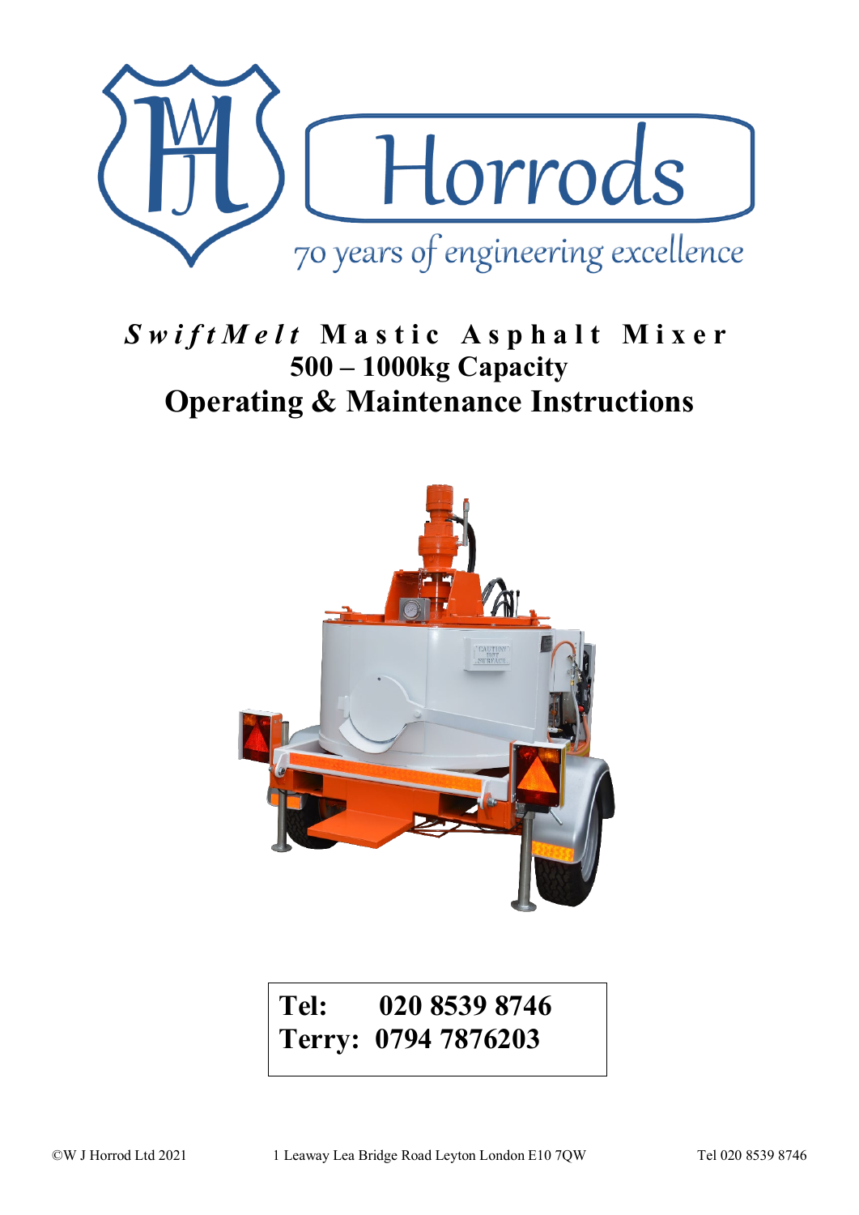Horrods

70 years of engineering excellence

# *SwiftMelt* Mastic Asphalt Mixer
## 500 – 1000kg Capacity
## Operating & Maintenance Instructions

**Tel: 020 8539 8746**
**Terry: 0794 7876203**

©W J Horrod Ltd 2021 1 Leaway Lea Bridge Road Leyton London E10 7QW Tel 020 8539 8746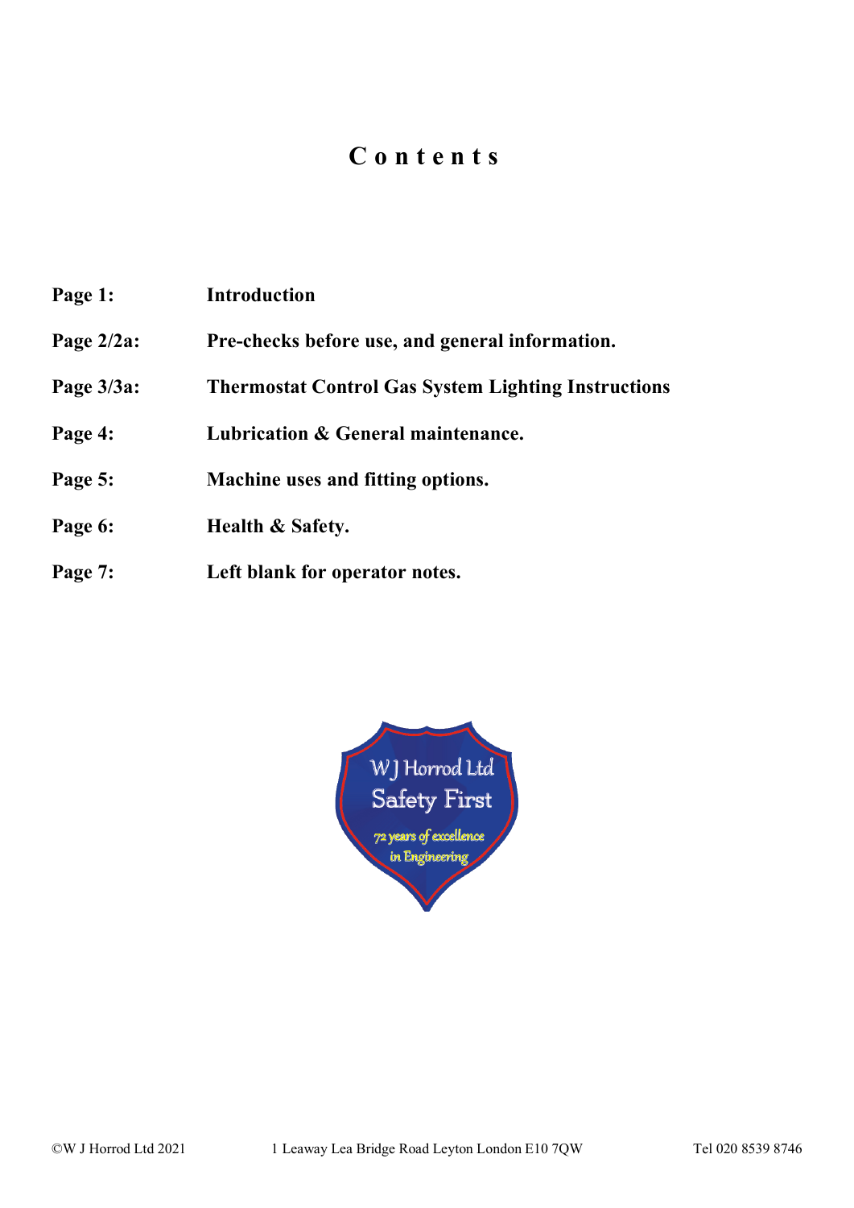# Contents

| | |
|---|---|
| **Page 1:** | **Introduction** |
| **Page 2/2a:** | **Pre-checks before use, and general information.** |
| **Page 3/3a:** | **Thermostat Control Gas System Lighting Instructions** |
| **Page 4:** | **Lubrication & General maintenance.** |
| **Page 5:** | **Machine uses and fitting options.** |
| **Page 6:** | **Health & Safety.** |
| **Page 7:** | **Left blank for operator notes.** |

W J Horrod Ltd
Safety First
72 years of excellence in Engineering

©W J Horrod Ltd 2021 1 Leaway Lea Bridge Road Leyton London E10 7QW Tel 020 8539 8746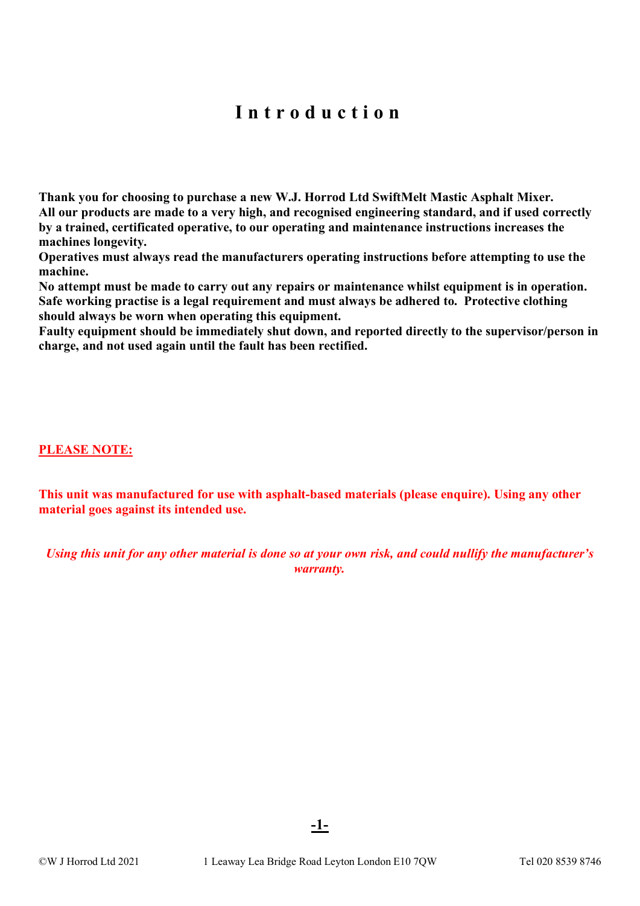# Introduction

**Thank you for choosing to purchase a new W.J. Horrod Ltd SwiftMelt Mastic Asphalt Mixer.**
**All our products are made to a very high, and recognised engineering standard, and if used correctly by a trained, certificated operative, to our operating and maintenance instructions increases the machines longevity.**
**Operatives must always read the manufacturers operating instructions before attempting to use the machine.**
**No attempt must be made to carry out any repairs or maintenance whilst equipment is in operation.**
**Safe working practise is a legal requirement and must always be adhered to. Protective clothing should always be worn when operating this equipment.**
**Faulty equipment should be immediately shut down, and reported directly to the supervisor/person in charge, and not used again until the fault has been rectified.**

**PLEASE NOTE:**

**This unit was manufactured for use with asphalt-based materials (please enquire). Using any other material goes against its intended use.**

***Using this unit for any other material is done so at your own risk, and could nullify the manufacturer's warranty.***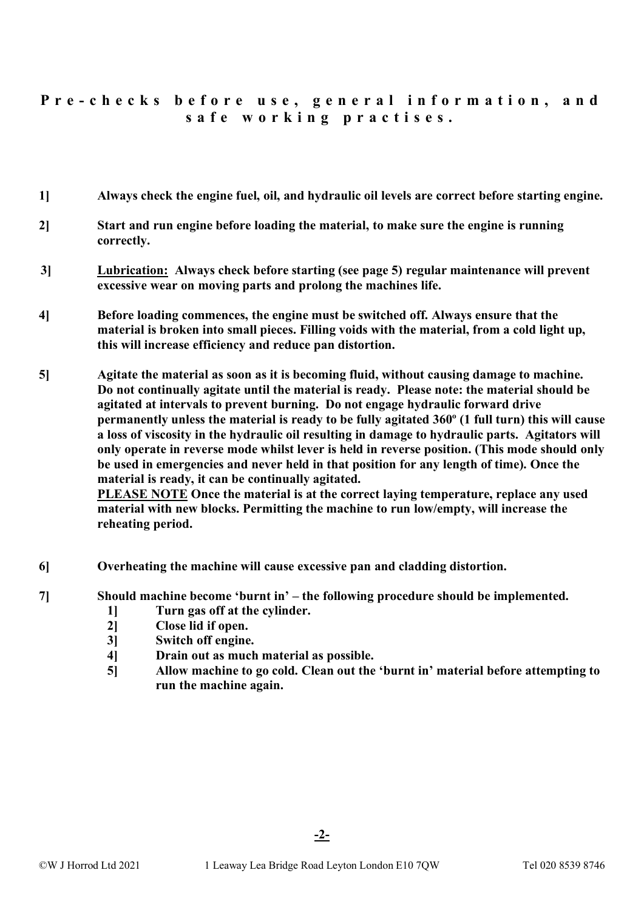## Pre-checks before use, general information, and safe working practises.

**1] Always check the engine fuel, oil, and hydraulic oil levels are correct before starting engine.**

**2] Start and run engine before loading the material, to make sure the engine is running correctly.**

**3] <u>Lubrication:</u> Always check before starting (see page 5) regular maintenance will prevent excessive wear on moving parts and prolong the machines life.**

**4] Before loading commences, the engine must be switched off. Always ensure that the material is broken into small pieces. Filling voids with the material, from a cold light up, this will increase efficiency and reduce pan distortion.**

**5] Agitate the material as soon as it is becoming fluid, without causing damage to machine. Do not continually agitate until the material is ready. Please note: the material should be agitated at intervals to prevent burning. Do not engage hydraulic forward drive permanently unless the material is ready to be fully agitated 360º (1 full turn) this will cause a loss of viscosity in the hydraulic oil resulting in damage to hydraulic parts. Agitators will only operate in reverse mode whilst lever is held in reverse position. (This mode should only be used in emergencies and never held in that position for any length of time). Once the material is ready, it can be continually agitated.**
**<u>PLEASE NOTE</u> Once the material is at the correct laying temperature, replace any used material with new blocks. Permitting the machine to run low/empty, will increase the reheating period.**

**6] Overheating the machine will cause excessive pan and cladding distortion.**

**7] Should machine become 'burnt in' – the following procedure should be implemented.**

- **1] Turn gas off at the cylinder.**
- **2] Close lid if open.**
- **3] Switch off engine.**
- **4] Drain out as much material as possible.**
- **5] Allow machine to go cold. Clean out the 'burnt in' material before attempting to run the machine again.**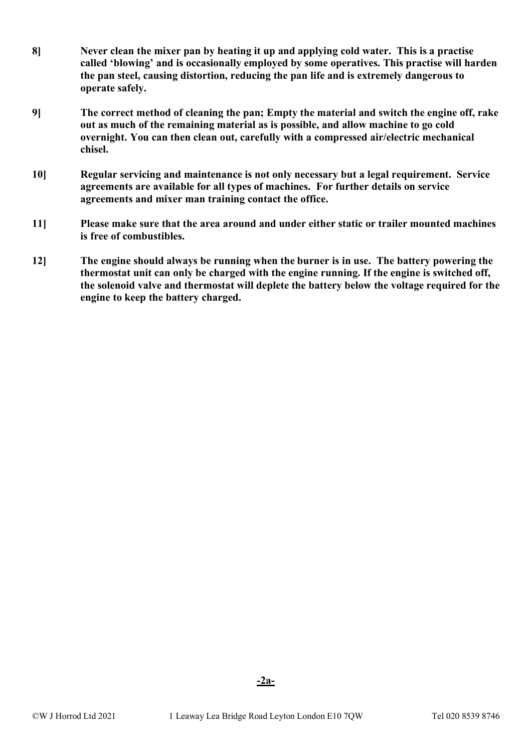**8]** **Never clean the mixer pan by heating it up and applying cold water. This is a practise called 'blowing' and is occasionally employed by some operatives. This practise will harden the pan steel, causing distortion, reducing the pan life and is extremely dangerous to operate safely.**

**9]** **The correct method of cleaning the pan; Empty the material and switch the engine off, rake out as much of the remaining material as is possible, and allow machine to go cold overnight. You can then clean out, carefully with a compressed air/electric mechanical chisel.**

**10]** **Regular servicing and maintenance is not only necessary but a legal requirement. Service agreements are available for all types of machines. For further details on service agreements and mixer man training contact the office.**

**11]** **Please make sure that the area around and under either static or trailer mounted machines is free of combustibles.**

**12]** **The engine should always be running when the burner is in use. The battery powering the thermostat unit can only be charged with the engine running. If the engine is switched off, the solenoid valve and thermostat will deplete the battery below the voltage required for the engine to keep the battery charged.**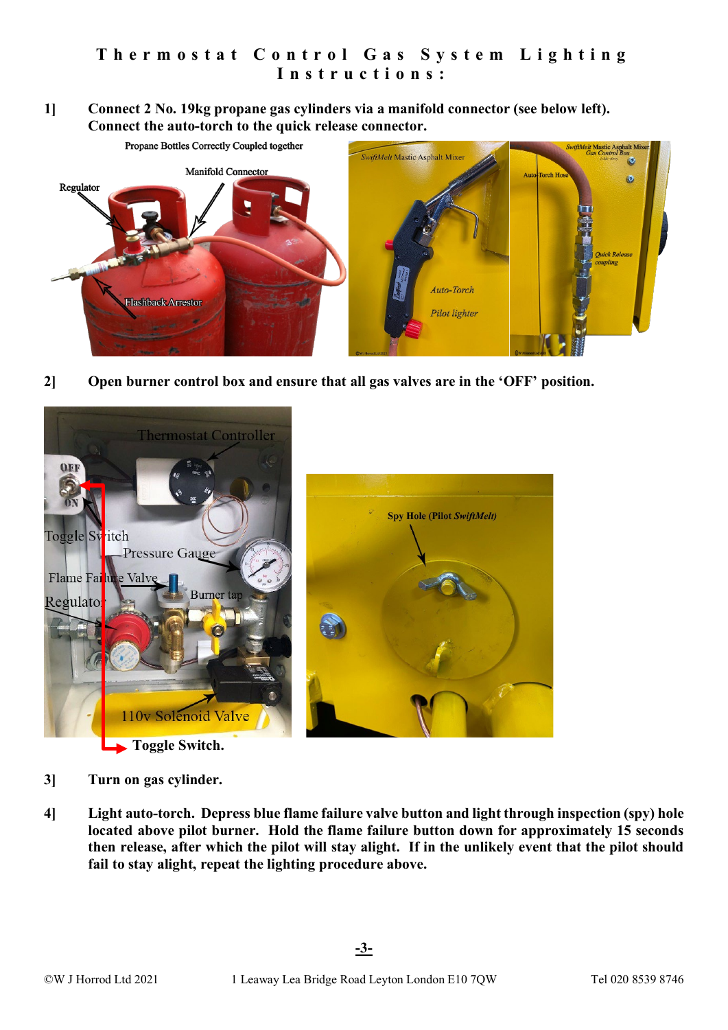# Thermostat Control Gas System Lighting Instructions:

**1]** **Connect 2 No. 19kg propane gas cylinders via a manifold connector (see below left). Connect the auto-torch to the quick release connector.**

**2]** **Open burner control box and ensure that all gas valves are in the 'OFF' position.**

**Toggle Switch.**

**3]** **Turn on gas cylinder.**

**4]** **Light auto-torch. Depress blue flame failure valve button and light through inspection (spy) hole located above pilot burner. Hold the flame failure button down for approximately 15 seconds then release, after which the pilot will stay alight. If in the unlikely event that the pilot should fail to stay alight, repeat the lighting procedure above.**

©W J Horrod Ltd 2021 1 Leaway Lea Bridge Road Leyton London E10 7QW Tel 020 8539 8746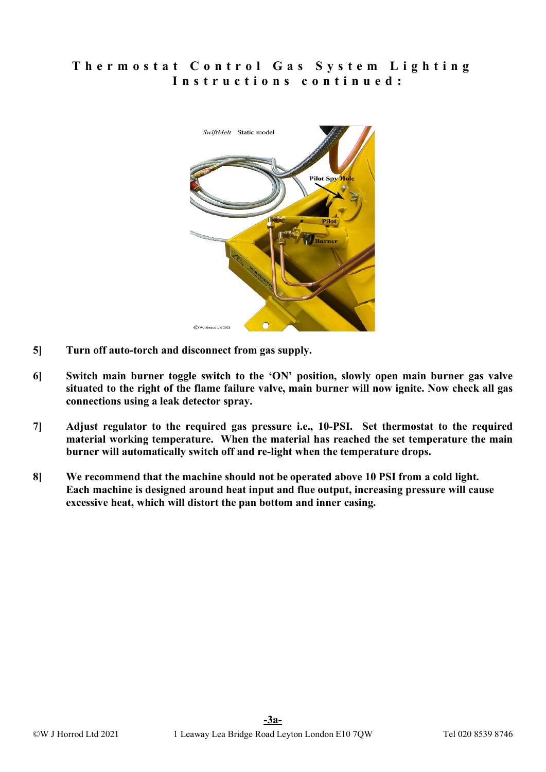# Thermostat Control Gas System Lighting Instructions continued:

**5]** **Turn off auto-torch and disconnect from gas supply.**

**6]** **Switch main burner toggle switch to the 'ON' position, slowly open main burner gas valve situated to the right of the flame failure valve, main burner will now ignite. Now check all gas connections using a leak detector spray.**

**7]** **Adjust regulator to the required gas pressure i.e., 10-PSI. Set thermostat to the required material working temperature. When the material has reached the set temperature the main burner will automatically switch off and re-light when the temperature drops.**

**8]** **We recommend that the machine should not be operated above 10 PSI from a cold light. Each machine is designed around heat input and flue output, increasing pressure will cause excessive heat, which will distort the pan bottom and inner casing.**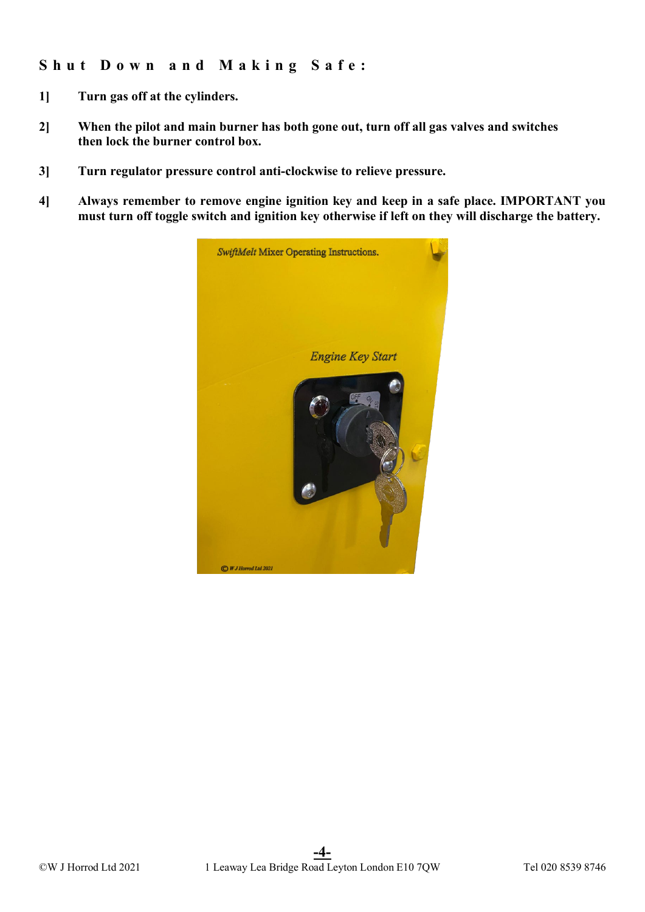## Shut Down and Making Safe:

**1]** **Turn gas off at the cylinders.**

**2]** **When the pilot and main burner has both gone out, turn off all gas valves and switches then lock the burner control box.**

**3]** **Turn regulator pressure control anti-clockwise to relieve pressure.**

**4]** **Always remember to remove engine ignition key and keep in a safe place. IMPORTANT you must turn off toggle switch and ignition key otherwise if left on they will discharge the battery.**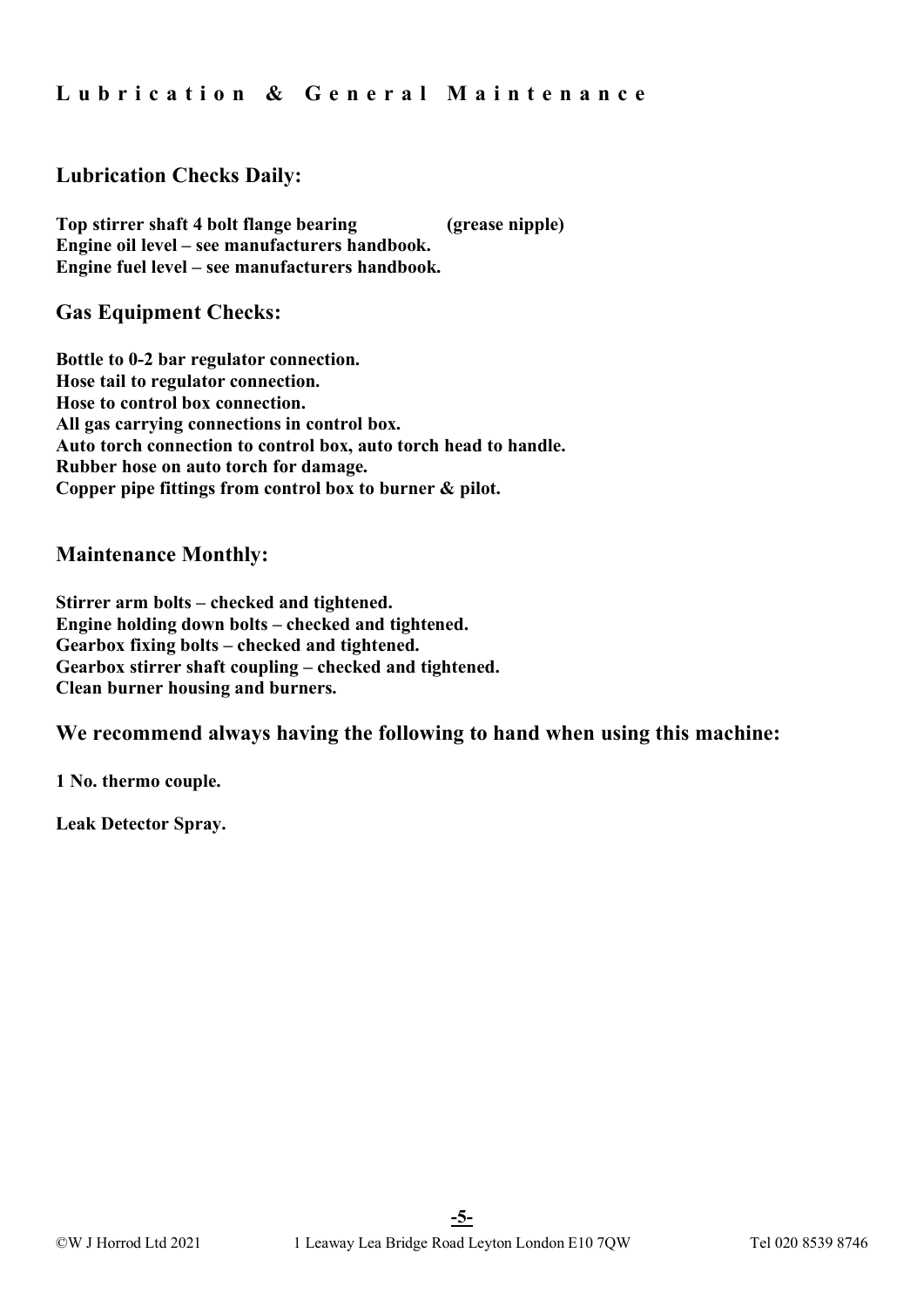# Lubrication & General Maintenance

## Lubrication Checks Daily:

**Top stirrer shaft 4 bolt flange bearing (grease nipple)**
**Engine oil level – see manufacturers handbook.**
**Engine fuel level – see manufacturers handbook.**

## Gas Equipment Checks:

**Bottle to 0-2 bar regulator connection.**
**Hose tail to regulator connection.**
**Hose to control box connection.**
**All gas carrying connections in control box.**
**Auto torch connection to control box, auto torch head to handle.**
**Rubber hose on auto torch for damage.**
**Copper pipe fittings from control box to burner & pilot.**

## Maintenance Monthly:

**Stirrer arm bolts – checked and tightened.**
**Engine holding down bolts – checked and tightened.**
**Gearbox fixing bolts – checked and tightened.**
**Gearbox stirrer shaft coupling – checked and tightened.**
**Clean burner housing and burners.**

## We recommend always having the following to hand when using this machine:

**1 No. thermo couple.**

**Leak Detector Spray.**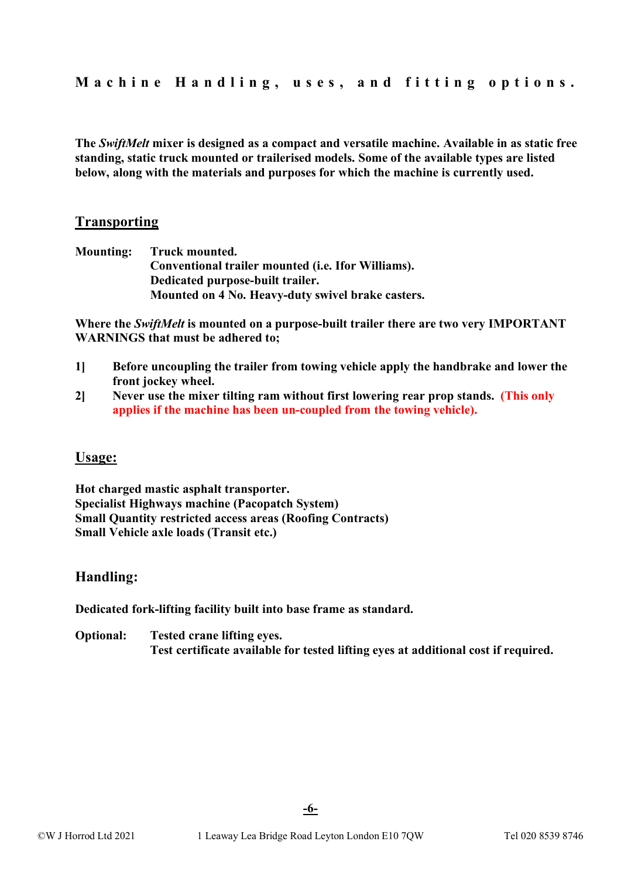# Machine Handling, uses, and fitting options.

**The *SwiftMelt* mixer is designed as a compact and versatile machine. Available in as static free standing, static truck mounted or trailerised models. Some of the available types are listed below, along with the materials and purposes for which the machine is currently used.**

## Transporting

**Mounting:** **Truck mounted.**
**Conventional trailer mounted (i.e. Ifor Williams).**
**Dedicated purpose-built trailer.**
**Mounted on 4 No. Heavy-duty swivel brake casters.**

**Where the *SwiftMelt* is mounted on a purpose-built trailer there are two very IMPORTANT WARNINGS that must be adhered to;**

**1]** **Before uncoupling the trailer from towing vehicle apply the handbrake and lower the front jockey wheel.**

**2]** **Never use the mixer tilting ram without first lowering rear prop stands. (This only applies if the machine has been un-coupled from the towing vehicle).**

## Usage:

**Hot charged mastic asphalt transporter.**
**Specialist Highways machine (Pacopatch System)**
**Small Quantity restricted access areas (Roofing Contracts)**
**Small Vehicle axle loads (Transit etc.)**

## Handling:

**Dedicated fork-lifting facility built into base frame as standard.**

**Optional:** **Tested crane lifting eyes.**
**Test certificate available for tested lifting eyes at additional cost if required.**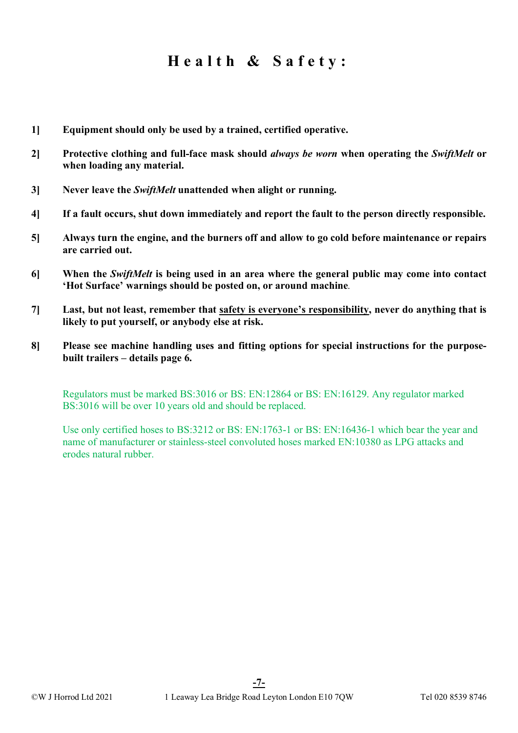# Health & Safety:

**1] Equipment should only be used by a trained, certified operative.**

**2] Protective clothing and full-face mask should *always be worn* when operating the *SwiftMelt* or when loading any material.**

**3] Never leave the *SwiftMelt* unattended when alight or running.**

**4] If a fault occurs, shut down immediately and report the fault to the person directly responsible.**

**5] Always turn the engine, and the burners off and allow to go cold before maintenance or repairs are carried out.**

**6] When the *SwiftMelt* is being used in an area where the general public may come into contact 'Hot Surface' warnings should be posted on, or around machine.**

**7] Last, but not least, remember that <u>safety is everyone's responsibility</u>, never do anything that is likely to put yourself, or anybody else at risk.**

**8] Please see machine handling uses and fitting options for special instructions for the purpose-built trailers – details page 6.**

Regulators must be marked BS:3016 or BS: EN:12864 or BS: EN:16129. Any regulator marked BS:3016 will be over 10 years old and should be replaced.

Use only certified hoses to BS:3212 or BS: EN:1763-1 or BS: EN:16436-1 which bear the year and name of manufacturer or stainless-steel convoluted hoses marked EN:10380 as LPG attacks and erodes natural rubber.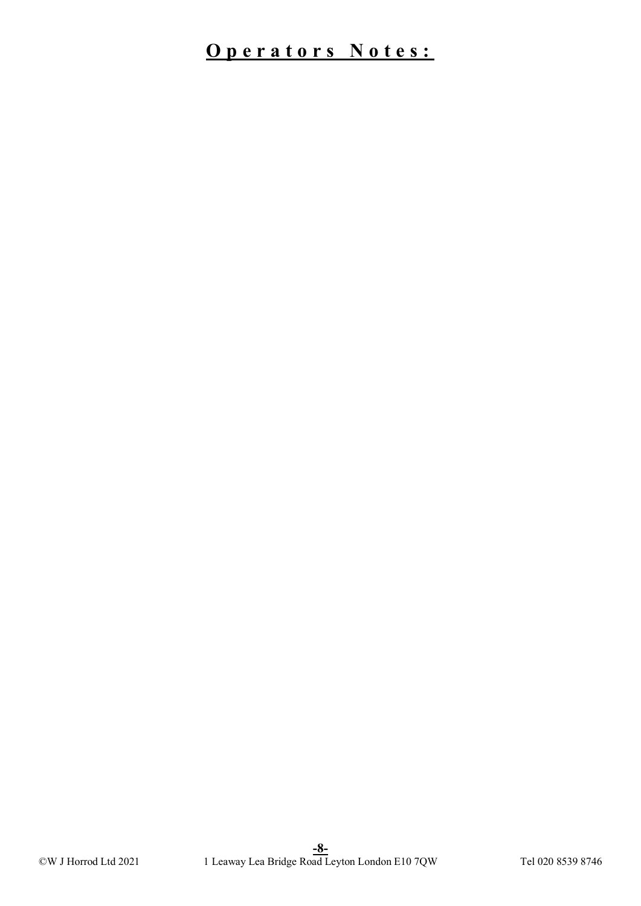# Operators Notes: